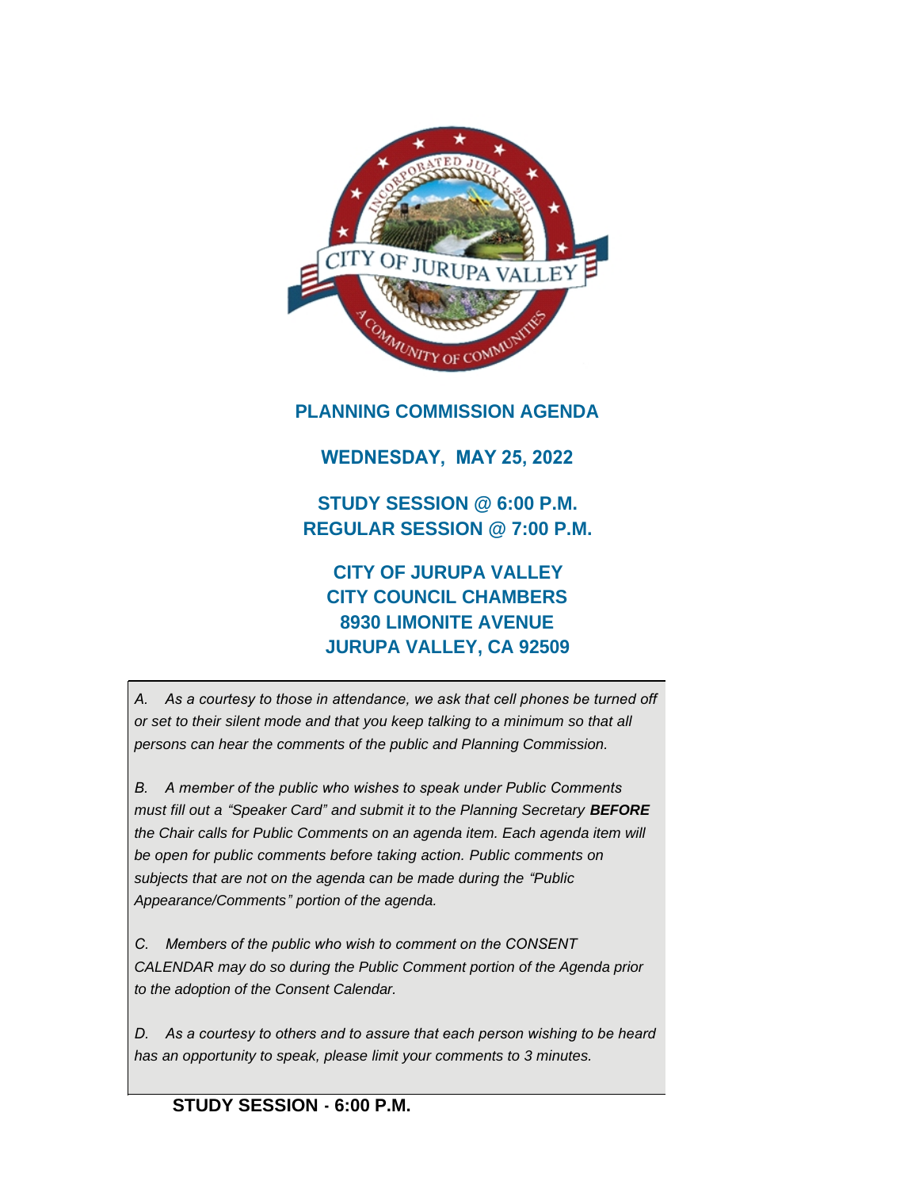# PLANNING COMMISSION AGENDA

## WEDNESDAY, MAY 25, 2022

## STUDY SESSION @ 6:00 P.M.
## REGULAR SESSION @ 7:00 P.M.

## CITY OF JURUPA VALLEY
## CITY COUNCIL CHAMBERS
## 8930 LIMONITE AVENUE
## JURUPA VALLEY, CA 92509

*A. As a courtesy to those in attendance, we ask that cell phones be turned off or set to their silent mode and that you keep talking to a minimum so that all persons can hear the comments of the public and Planning Commission.*

*B. A member of the public who wishes to speak under Public Comments must fill out a "Speaker Card" and submit it to the Planning Secretary* ***BEFORE*** *the Chair calls for Public Comments on an agenda item. Each agenda item will be open for public comments before taking action. Public comments on subjects that are not on the agenda can be made during the "Public Appearance/Comments" portion of the agenda.*

*C. Members of the public who wish to comment on the CONSENT CALENDAR may do so during the Public Comment portion of the Agenda prior to the adoption of the Consent Calendar.*

*D. As a courtesy to others and to assure that each person wishing to be heard has an opportunity to speak, please limit your comments to 3 minutes.*

**STUDY SESSION - 6:00 P.M.**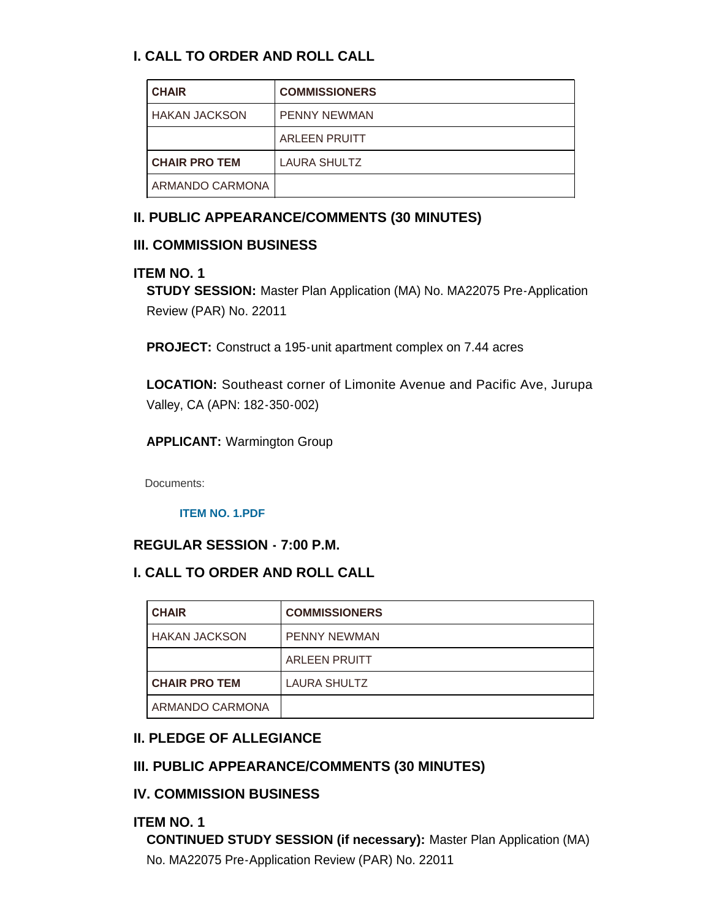## I. CALL TO ORDER AND ROLL CALL

| CHAIR | COMMISSIONERS |
|---|---|
| HAKAN JACKSON | PENNY NEWMAN |
| | ARLEEN PRUITT |
| **CHAIR PRO TEM** | LAURA SHULTZ |
| ARMANDO CARMONA | |

## II. PUBLIC APPEARANCE/COMMENTS (30 MINUTES)

## III. COMMISSION BUSINESS

### ITEM NO. 1

**STUDY SESSION:** Master Plan Application (MA) No. MA22075 Pre-Application Review (PAR) No. 22011

**PROJECT:** Construct a 195-unit apartment complex on 7.44 acres

**LOCATION:** Southeast corner of Limonite Avenue and Pacific Ave, Jurupa Valley, CA (APN: 182-350-002)

**APPLICANT:** Warmington Group

Documents:

**ITEM NO. 1.PDF**

## REGULAR SESSION - 7:00 P.M.

## I. CALL TO ORDER AND ROLL CALL

| CHAIR | COMMISSIONERS |
|---|---|
| HAKAN JACKSON | PENNY NEWMAN |
| | ARLEEN PRUITT |
| **CHAIR PRO TEM** | LAURA SHULTZ |
| ARMANDO CARMONA | |

## II. PLEDGE OF ALLEGIANCE

## III. PUBLIC APPEARANCE/COMMENTS (30 MINUTES)

## IV. COMMISSION BUSINESS

### ITEM NO. 1

**CONTINUED STUDY SESSION (if necessary):** Master Plan Application (MA) No. MA22075 Pre-Application Review (PAR) No. 22011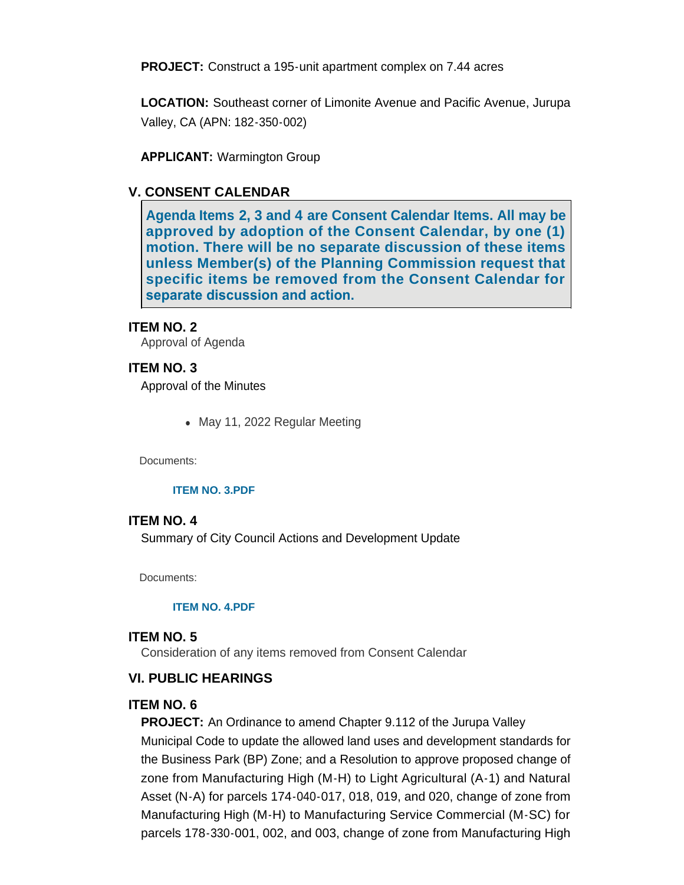**PROJECT:** Construct a 195-unit apartment complex on 7.44 acres

**LOCATION:** Southeast corner of Limonite Avenue and Pacific Avenue, Jurupa Valley, CA (APN: 182-350-002)

**APPLICANT:** Warmington Group

## V. CONSENT CALENDAR

**Agenda Items 2, 3 and 4 are Consent Calendar Items. All may be approved by adoption of the Consent Calendar, by one (1) motion. There will be no separate discussion of these items unless Member(s) of the Planning Commission request that specific items be removed from the Consent Calendar for separate discussion and action.**

### ITEM NO. 2

Approval of Agenda

### ITEM NO. 3

Approval of the Minutes

- May 11, 2022 Regular Meeting

Documents:

**ITEM NO. 3.PDF**

### ITEM NO. 4

Summary of City Council Actions and Development Update

Documents:

**ITEM NO. 4.PDF**

### ITEM NO. 5

Consideration of any items removed from Consent Calendar

## VI. PUBLIC HEARINGS

### ITEM NO. 6

**PROJECT:** An Ordinance to amend Chapter 9.112 of the Jurupa Valley Municipal Code to update the allowed land uses and development standards for the Business Park (BP) Zone; and a Resolution to approve proposed change of zone from Manufacturing High (M-H) to Light Agricultural (A-1) and Natural Asset (N-A) for parcels 174-040-017, 018, 019, and 020, change of zone from Manufacturing High (M-H) to Manufacturing Service Commercial (M-SC) for parcels 178-330-001, 002, and 003, change of zone from Manufacturing High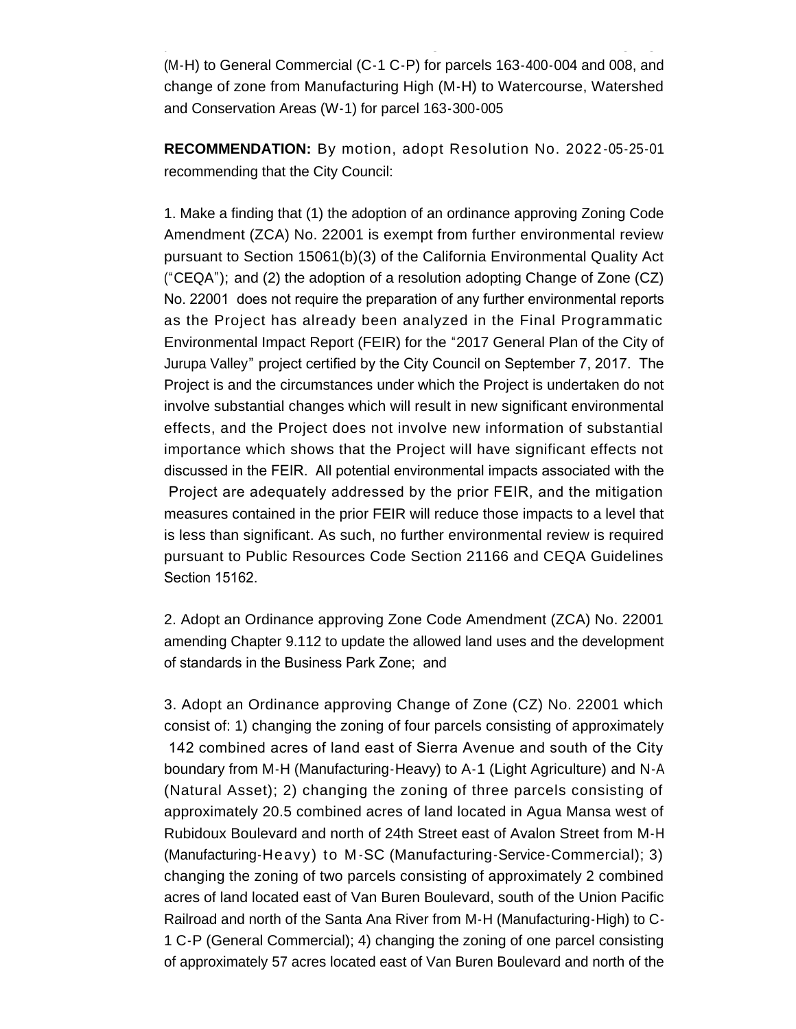(M-H) to General Commercial (C-1 C-P) for parcels 163-400-004 and 008, and change of zone from Manufacturing High (M-H) to Watercourse, Watershed and Conservation Areas (W-1) for parcel 163-300-005

**RECOMMENDATION:** By motion, adopt Resolution No. 2022-05-25-01 recommending that the City Council:

1. Make a finding that (1) the adoption of an ordinance approving Zoning Code Amendment (ZCA) No. 22001 is exempt from further environmental review pursuant to Section 15061(b)(3) of the California Environmental Quality Act ("CEQA"); and (2) the adoption of a resolution adopting Change of Zone (CZ) No. 22001 does not require the preparation of any further environmental reports as the Project has already been analyzed in the Final Programmatic Environmental Impact Report (FEIR) for the "2017 General Plan of the City of Jurupa Valley" project certified by the City Council on September 7, 2017. The Project is and the circumstances under which the Project is undertaken do not involve substantial changes which will result in new significant environmental effects, and the Project does not involve new information of substantial importance which shows that the Project will have significant effects not discussed in the FEIR. All potential environmental impacts associated with the Project are adequately addressed by the prior FEIR, and the mitigation measures contained in the prior FEIR will reduce those impacts to a level that is less than significant. As such, no further environmental review is required pursuant to Public Resources Code Section 21166 and CEQA Guidelines Section 15162.

2. Adopt an Ordinance approving Zone Code Amendment (ZCA) No. 22001 amending Chapter 9.112 to update the allowed land uses and the development of standards in the Business Park Zone; and

3. Adopt an Ordinance approving Change of Zone (CZ) No. 22001 which consist of: 1) changing the zoning of four parcels consisting of approximately 142 combined acres of land east of Sierra Avenue and south of the City boundary from M-H (Manufacturing-Heavy) to A-1 (Light Agriculture) and N-A (Natural Asset); 2) changing the zoning of three parcels consisting of approximately 20.5 combined acres of land located in Agua Mansa west of Rubidoux Boulevard and north of 24th Street east of Avalon Street from M-H (Manufacturing-Heavy) to M-SC (Manufacturing-Service-Commercial); 3) changing the zoning of two parcels consisting of approximately 2 combined acres of land located east of Van Buren Boulevard, south of the Union Pacific Railroad and north of the Santa Ana River from M-H (Manufacturing-High) to C-1 C-P (General Commercial); 4) changing the zoning of one parcel consisting of approximately 57 acres located east of Van Buren Boulevard and north of the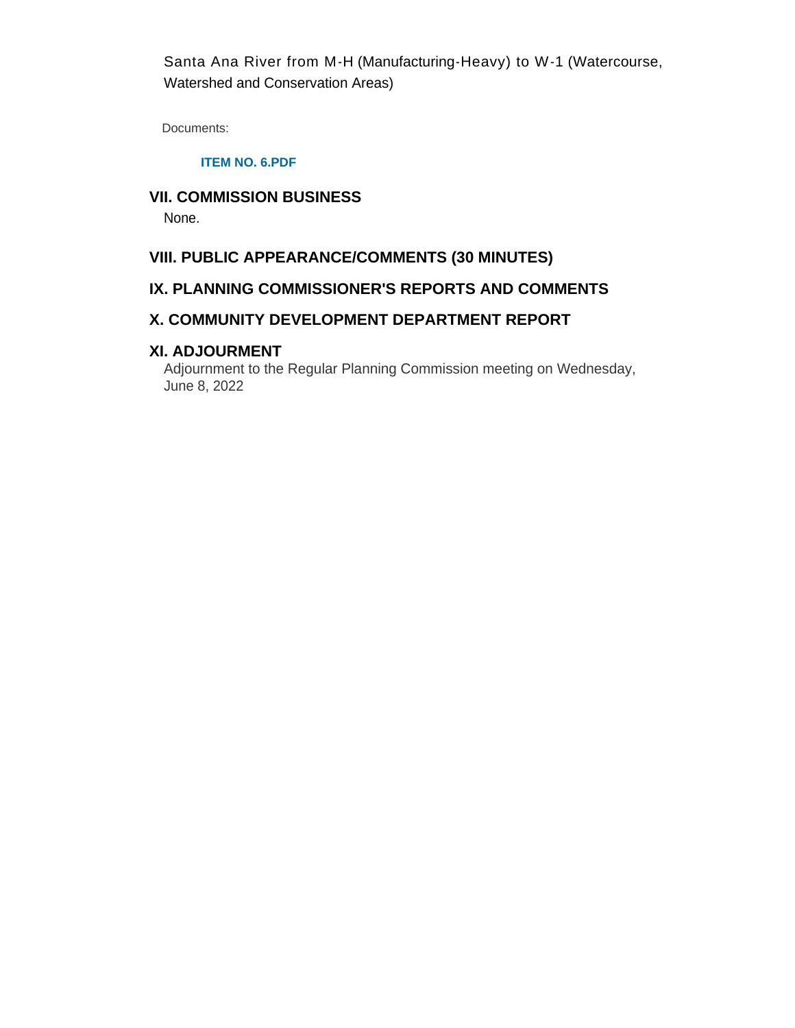Santa Ana River from M-H (Manufacturing-Heavy) to W-1 (Watercourse, Watershed and Conservation Areas)

Documents:

**ITEM NO. 6.PDF**

## VII. COMMISSION BUSINESS

None.

## VIII. PUBLIC APPEARANCE/COMMENTS (30 MINUTES)

## IX. PLANNING COMMISSIONER'S REPORTS AND COMMENTS

## X. COMMUNITY DEVELOPMENT DEPARTMENT REPORT

## XI. ADJOURMENT

Adjournment to the Regular Planning Commission meeting on Wednesday, June 8, 2022